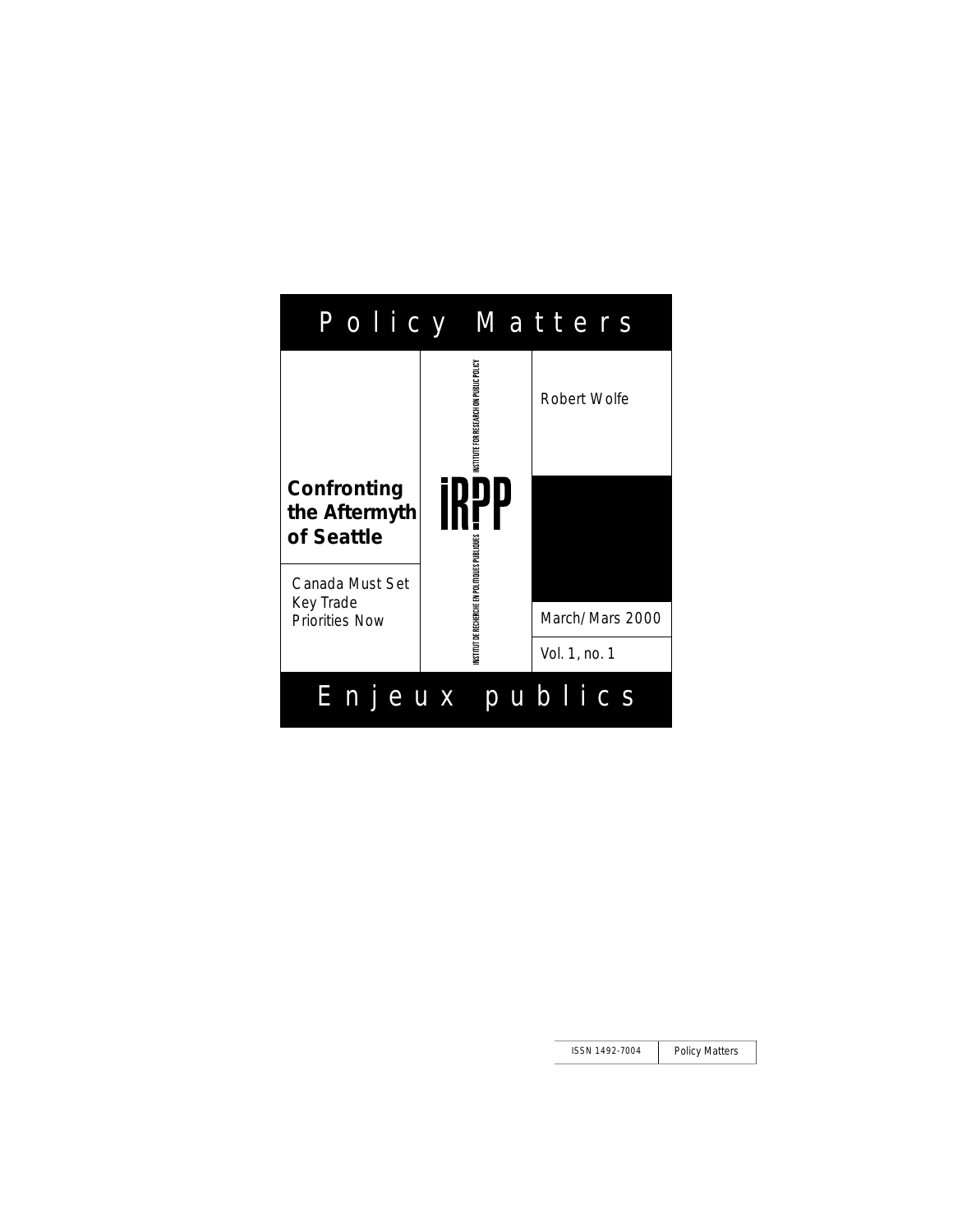# Policy Matters

**Confronting the Aftermyth of Seattle**

Canada Must Set Key Trade Priorities Now

INSTITUTE FOR RESEARCH ON PUBLIC POLICY

IRPP

INSTITUT DE RECHERCHE EN POLITIQUES PUBLIQUES

Robert Wolfe

March/Mars 2000

Vol. 1, no. 1

# Enjeux publics

ISSN 1492-7004 | Policy Matters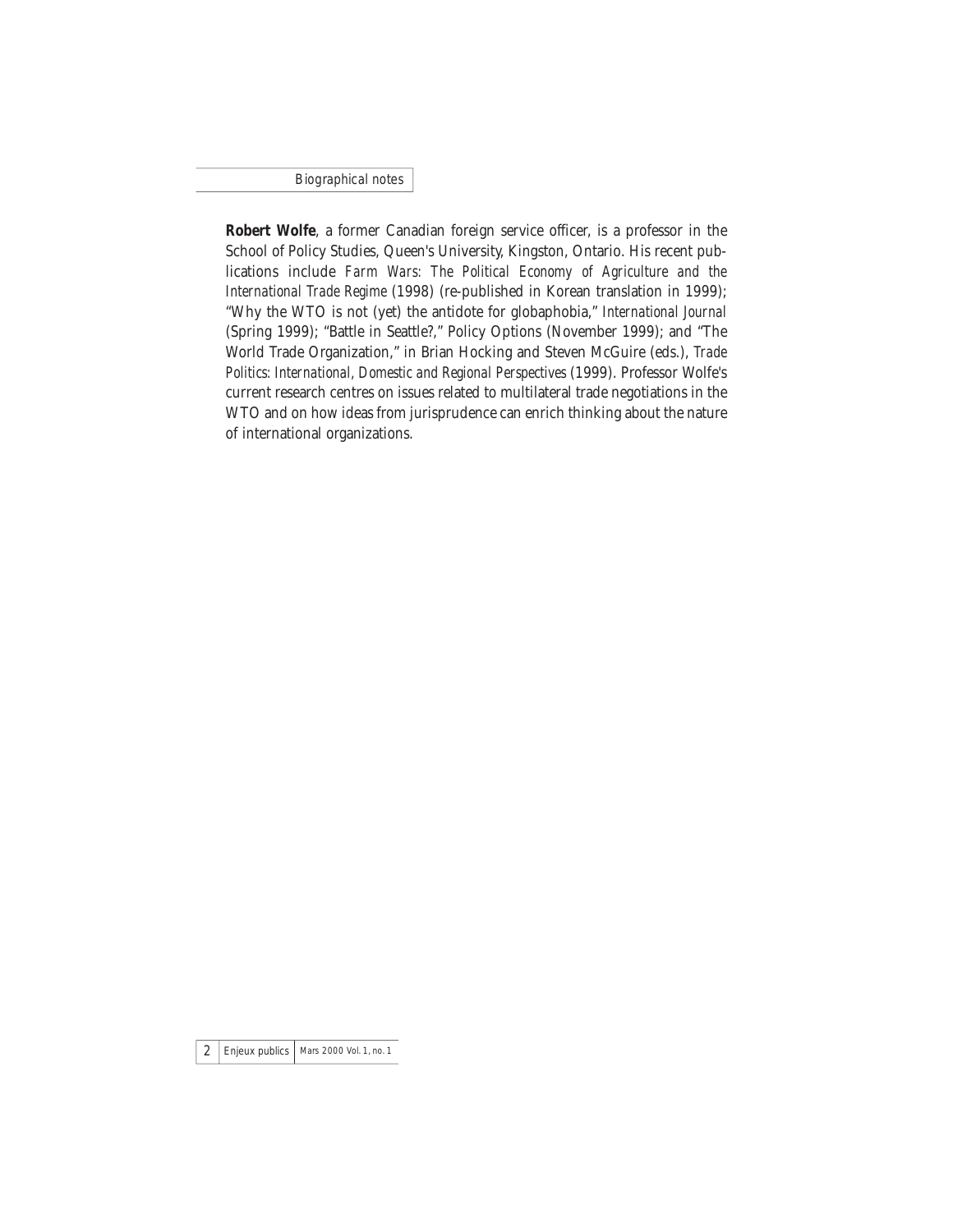## Biographical notes

**Robert Wolfe**, a former Canadian foreign service officer, is a professor in the School of Policy Studies, Queen's University, Kingston, Ontario. His recent publications include *Farm Wars: The Political Economy of Agriculture and the International Trade Regime* (1998) (re-published in Korean translation in 1999); "Why the WTO is not (yet) the antidote for globaphobia," *International Journal* (Spring 1999); "Battle in Seattle?," Policy Options (November 1999); and "The World Trade Organization," in Brian Hocking and Steven McGuire (eds.), *Trade Politics: International, Domestic and Regional Perspectives* (1999). Professor Wolfe's current research centres on issues related to multilateral trade negotiations in the WTO and on how ideas from jurisprudence can enrich thinking about the nature of international organizations.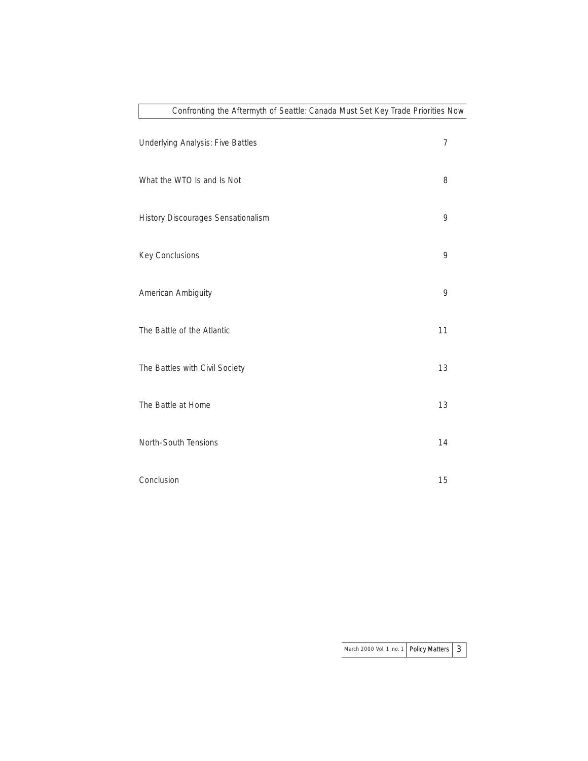| Confronting the Aftermyth of Seattle: Canada Must Set Key Trade Priorities Now | |
|---|---|
| Underlying Analysis: Five Battles | 7 |
| What the WTO Is and Is Not | 8 |
| History Discourages Sensationalism | 9 |
| Key Conclusions | 9 |
| American Ambiguity | 9 |
| The Battle of the Atlantic | 11 |
| The Battles with Civil Society | 13 |
| The Battle at Home | 13 |
| North-South Tensions | 14 |
| Conclusion | 15 |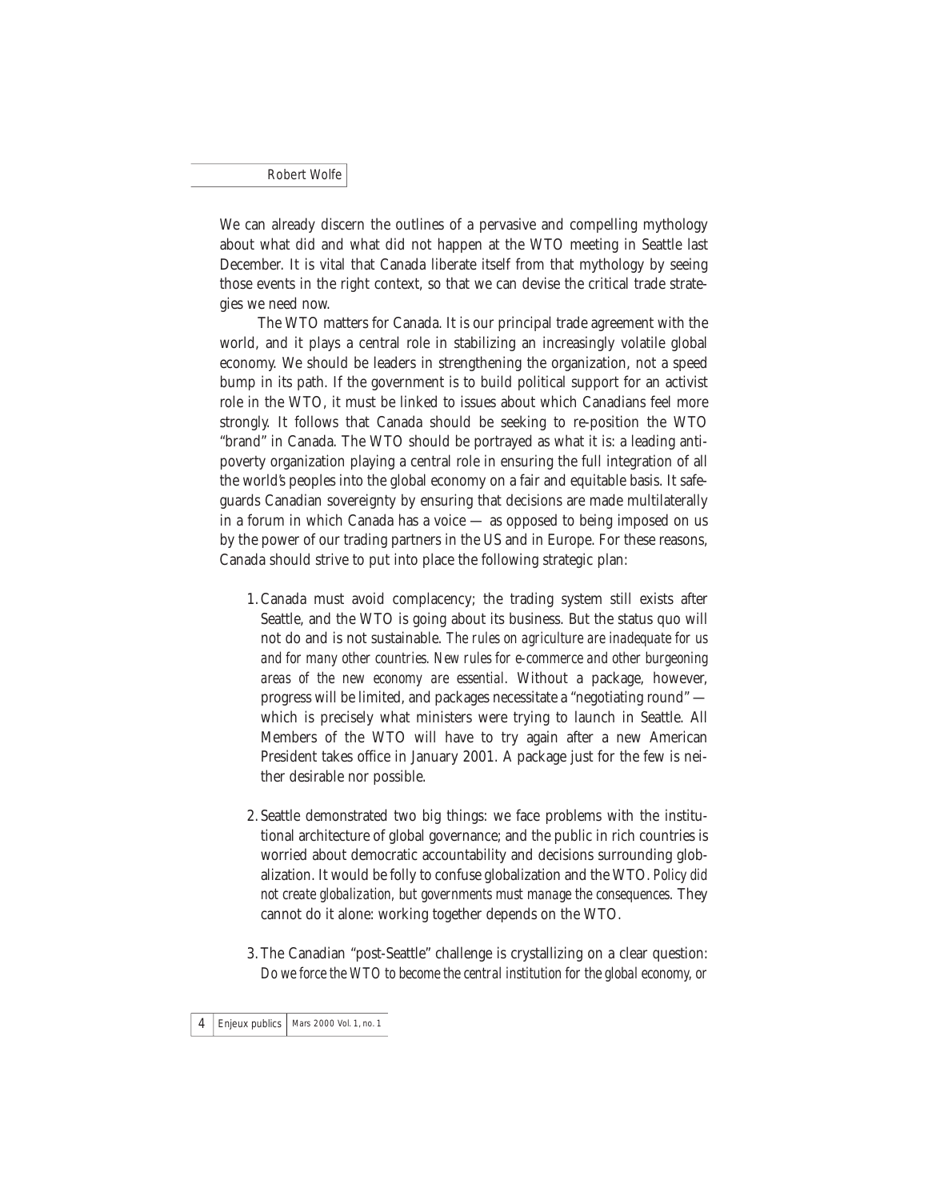We can already discern the outlines of a pervasive and compelling mythology about what did and what did not happen at the WTO meeting in Seattle last December. It is vital that Canada liberate itself from that mythology by seeing those events in the right context, so that we can devise the critical trade strategies we need now.

The WTO matters for Canada. It is our principal trade agreement with the world, and it plays a central role in stabilizing an increasingly volatile global economy. We should be leaders in strengthening the organization, not a speed bump in its path. If the government is to build political support for an activist role in the WTO, it must be linked to issues about which Canadians feel more strongly. It follows that Canada should be seeking to re-position the WTO "brand" in Canada. The WTO should be portrayed as what it is: a leading anti-poverty organization playing a central role in ensuring the full integration of all the world's peoples into the global economy on a fair and equitable basis. It safeguards Canadian sovereignty by ensuring that decisions are made multilaterally in a forum in which Canada has a voice — as opposed to being imposed on us by the power of our trading partners in the US and in Europe. For these reasons, Canada should strive to put into place the following strategic plan:

1. Canada must avoid complacency; the trading system still exists after Seattle, and the WTO is going about its business. But the status quo will not do and is not sustainable. *The rules on agriculture are inadequate for us and for many other countries. New rules for e-commerce and other burgeoning areas of the new economy are essential.* Without a package, however, progress will be limited, and packages necessitate a "negotiating round" — which is precisely what ministers were trying to launch in Seattle. All Members of the WTO will have to try again after a new American President takes office in January 2001. A package just for the few is neither desirable nor possible.

2. Seattle demonstrated two big things: we face problems with the institutional architecture of global governance; and the public in rich countries is worried about democratic accountability and decisions surrounding globalization. It would be folly to confuse globalization and the WTO. *Policy did not create globalization, but governments must manage the consequences.* They cannot do it alone: working together depends on the WTO.

3. The Canadian "post-Seattle" challenge is crystallizing on a clear question: *Do we force the WTO to become the central institution for the global economy, or*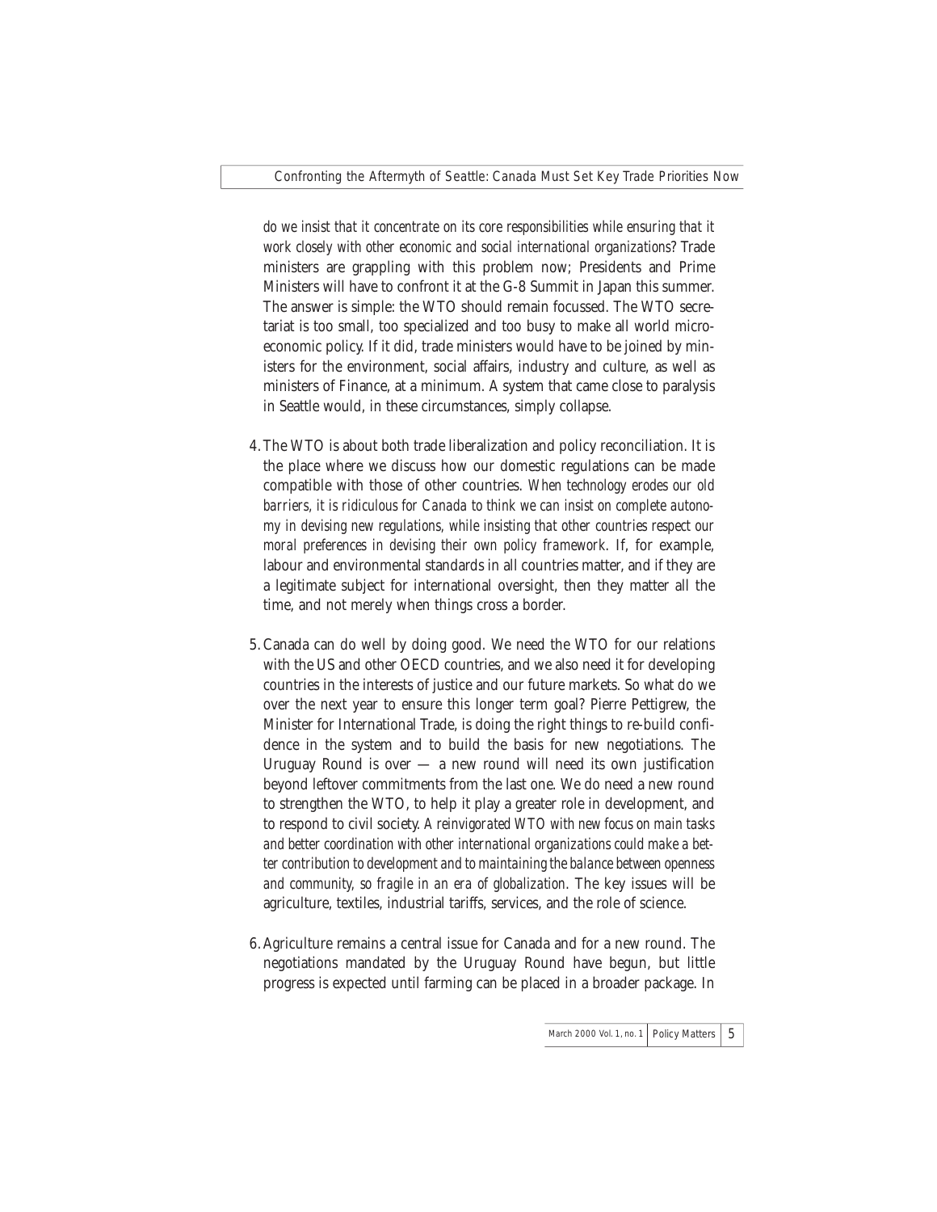*do we insist that it concentrate on its core responsibilities while ensuring that it work closely with other economic and social international organizations*? Trade ministers are grappling with this problem now; Presidents and Prime Ministers will have to confront it at the G-8 Summit in Japan this summer. The answer is simple: the WTO should remain focussed. The WTO secretariat is too small, too specialized and too busy to make all world microeconomic policy. If it did, trade ministers would have to be joined by ministers for the environment, social affairs, industry and culture, as well as ministers of Finance, at a minimum. A system that came close to paralysis in Seattle would, in these circumstances, simply collapse.

4. The WTO is about both trade liberalization and policy reconciliation. It is the place where we discuss how our domestic regulations can be made compatible with those of other countries. *When technology erodes our old barriers, it is ridiculous for Canada to think we can insist on complete autonomy in devising new regulations, while insisting that other countries respect our moral preferences in devising their own policy framework.* If, for example, labour and environmental standards in all countries matter, and if they are a legitimate subject for international oversight, then they matter all the time, and not merely when things cross a border.

5. Canada can do well by doing good. We need the WTO for our relations with the US and other OECD countries, and we also need it for developing countries in the interests of justice and our future markets. So what do we over the next year to ensure this longer term goal? Pierre Pettigrew, the Minister for International Trade, is doing the right things to re-build confidence in the system and to build the basis for new negotiations. The Uruguay Round is over — a new round will need its own justification beyond leftover commitments from the last one. We do need a new round to strengthen the WTO, to help it play a greater role in development, and to respond to civil society. *A reinvigorated WTO with new focus on main tasks and better coordination with other international organizations could make a better contribution to development and to maintaining the balance between openness and community, so fragile in an era of globalization.* The key issues will be agriculture, textiles, industrial tariffs, services, and the role of science.

6. Agriculture remains a central issue for Canada and for a new round. The negotiations mandated by the Uruguay Round have begun, but little progress is expected until farming can be placed in a broader package. In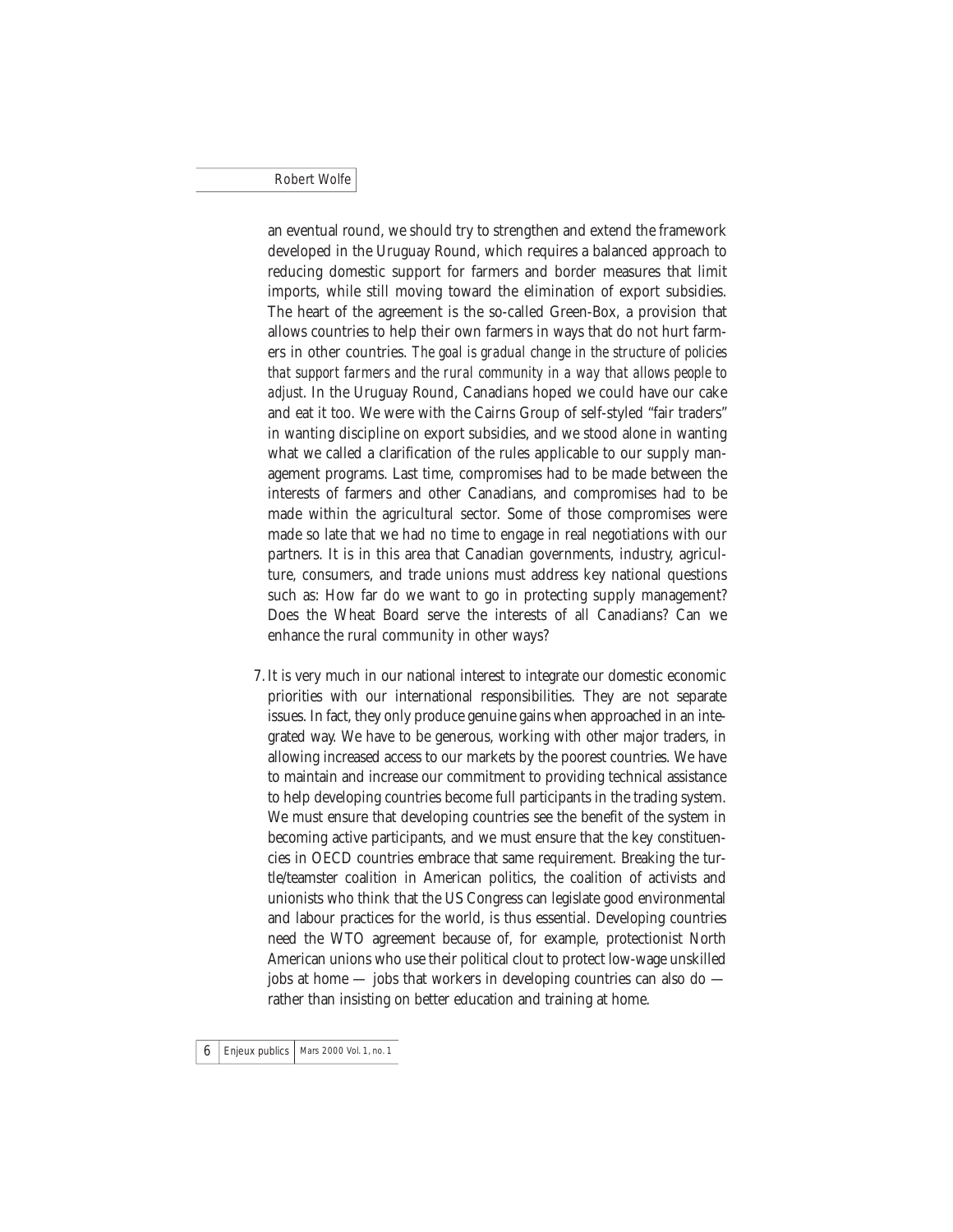an eventual round, we should try to strengthen and extend the framework developed in the Uruguay Round, which requires a balanced approach to reducing domestic support for farmers and border measures that limit imports, while still moving toward the elimination of export subsidies. The heart of the agreement is the so-called Green-Box, a provision that allows countries to help their own farmers in ways that do not hurt farmers in other countries. *The goal is gradual change in the structure of policies that support farmers and the rural community in a way that allows people to adjust*. In the Uruguay Round, Canadians hoped we could have our cake and eat it too. We were with the Cairns Group of self-styled "fair traders" in wanting discipline on export subsidies, and we stood alone in wanting what we called a clarification of the rules applicable to our supply management programs. Last time, compromises had to be made between the interests of farmers and other Canadians, and compromises had to be made within the agricultural sector. Some of those compromises were made so late that we had no time to engage in real negotiations with our partners. It is in this area that Canadian governments, industry, agriculture, consumers, and trade unions must address key national questions such as: How far do we want to go in protecting supply management? Does the Wheat Board serve the interests of all Canadians? Can we enhance the rural community in other ways?

7. It is very much in our national interest to integrate our domestic economic priorities with our international responsibilities. They are not separate issues. In fact, they only produce genuine gains when approached in an integrated way. We have to be generous, working with other major traders, in allowing increased access to our markets by the poorest countries. We have to maintain and increase our commitment to providing technical assistance to help developing countries become full participants in the trading system. We must ensure that developing countries see the benefit of the system in becoming active participants, and we must ensure that the key constituencies in OECD countries embrace that same requirement. Breaking the turtle/teamster coalition in American politics, the coalition of activists and unionists who think that the US Congress can legislate good environmental and labour practices for the world, is thus essential. Developing countries need the WTO agreement because of, for example, protectionist North American unions who use their political clout to protect low-wage unskilled jobs at home — jobs that workers in developing countries can also do — rather than insisting on better education and training at home.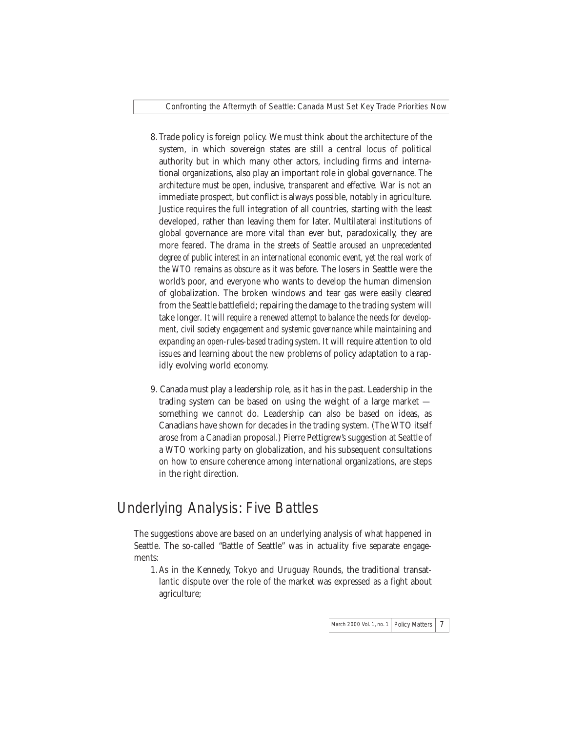8. Trade policy is foreign policy. We must think about the architecture of the system, in which sovereign states are still a central locus of political authority but in which many other actors, including firms and international organizations, also play an important role in global governance. *The architecture must be open, inclusive, transparent and effective.* War is not an immediate prospect, but conflict is always possible, notably in agriculture. Justice requires the full integration of all countries, starting with the least developed, rather than leaving them for later. Multilateral institutions of global governance are more vital than ever but, paradoxically, they are more feared. *The drama in the streets of Seattle aroused an unprecedented degree of public interest in an international economic event, yet the real work of the WTO remains as obscure as it was before.* The losers in Seattle were the world's poor, and everyone who wants to develop the human dimension of globalization. The broken windows and tear gas were easily cleared from the Seattle battlefield; repairing the damage to the trading system will take longer. *It will require a renewed attempt to balance the needs for development, civil society engagement and systemic governance while maintaining and expanding an open-rules-based trading system.* It will require attention to old issues and learning about the new problems of policy adaptation to a rapidly evolving world economy.

9. Canada must play a leadership role, as it has in the past. Leadership in the trading system can be based on using the weight of a large market — something we cannot do. Leadership can also be based on ideas, as Canadians have shown for decades in the trading system. (The WTO itself arose from a Canadian proposal.) Pierre Pettigrew's suggestion at Seattle of a WTO working party on globalization, and his subsequent consultations on how to ensure coherence among international organizations, are steps in the right direction.

## Underlying Analysis: Five Battles

The suggestions above are based on an underlying analysis of what happened in Seattle. The so-called "Battle of Seattle" was in actuality five separate engagements:

1. As in the Kennedy, Tokyo and Uruguay Rounds, the traditional transatlantic dispute over the role of the market was expressed as a fight about agriculture;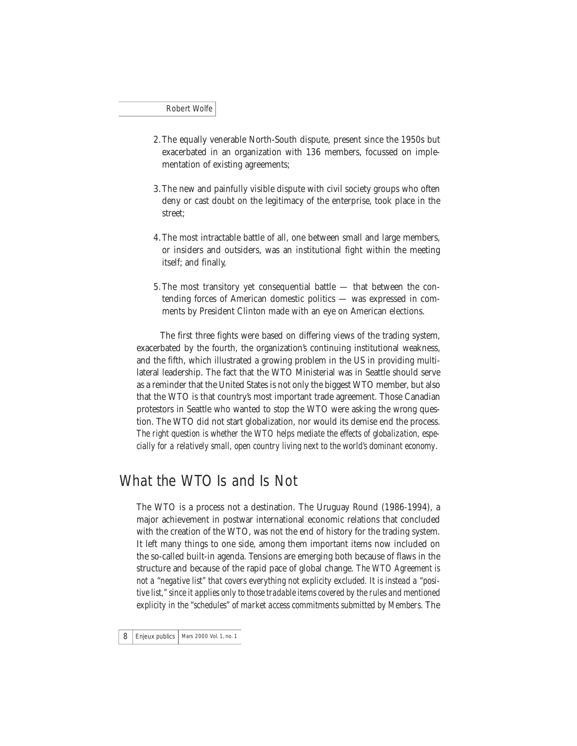2. The equally venerable North-South dispute, present since the 1950s but exacerbated in an organization with 136 members, focussed on implementation of existing agreements;

3. The new and painfully visible dispute with civil society groups who often deny or cast doubt on the legitimacy of the enterprise, took place in the street;

4. The most intractable battle of all, one between small and large members, or insiders and outsiders, was an institutional fight within the meeting itself; and finally,

5. The most transitory yet consequential battle — that between the contending forces of American domestic politics — was expressed in comments by President Clinton made with an eye on American elections.

The first three fights were based on differing views of the trading system, exacerbated by the fourth, the organization's continuing institutional weakness, and the fifth, which illustrated a growing problem in the US in providing multilateral leadership. The fact that the WTO Ministerial was in Seattle should serve as a reminder that the United States is not only the biggest WTO member, but also that the WTO is that country's most important trade agreement. Those Canadian protestors in Seattle who wanted to stop the WTO were asking the wrong question. The WTO did not start globalization, nor would its demise end the process. *The right question is whether the WTO helps mediate the effects of globalization, especially for a relatively small, open country living next to the world's dominant economy.*

## What the WTO Is and Is Not

The WTO is a process not a destination. The Uruguay Round (1986-1994), a major achievement in postwar international economic relations that concluded with the creation of the WTO, was not the end of history for the trading system. It left many things to one side, among them important items now included on the so-called built-in agenda. Tensions are emerging both because of flaws in the structure and because of the rapid pace of global change. *The WTO Agreement is not a "negative list" that covers everything not explicity excluded. It is instead a "positive list," since it applies only to those tradable items covered by the rules and mentioned explicity in the "schedules" of market access commitments submitted by Members.* The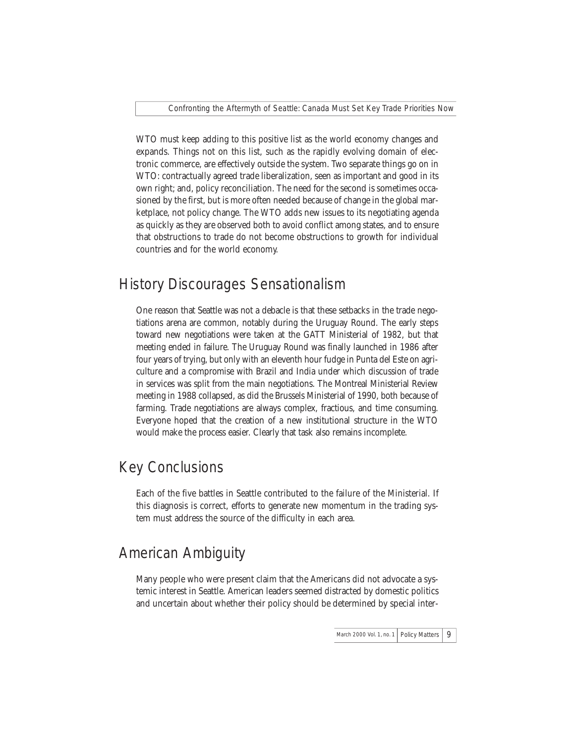WTO must keep adding to this positive list as the world economy changes and expands. Things not on this list, such as the rapidly evolving domain of electronic commerce, are effectively outside the system. Two separate things go on in WTO: contractually agreed trade liberalization, seen as important and good in its own right; and, policy reconciliation. The need for the second is sometimes occasioned by the first, but is more often needed because of change in the global marketplace, not policy change. The WTO adds new issues to its negotiating agenda as quickly as they are observed both to avoid conflict among states, and to ensure that obstructions to trade do not become obstructions to growth for individual countries and for the world economy.

## History Discourages Sensationalism

One reason that Seattle was not a debacle is that these setbacks in the trade negotiations arena are common, notably during the Uruguay Round. The early steps toward new negotiations were taken at the GATT Ministerial of 1982, but that meeting ended in failure. The Uruguay Round was finally launched in 1986 after four years of trying, but only with an eleventh hour fudge in Punta del Este on agriculture and a compromise with Brazil and India under which discussion of trade in services was split from the main negotiations. The Montreal Ministerial Review meeting in 1988 collapsed, as did the Brussels Ministerial of 1990, both because of farming. Trade negotiations are always complex, fractious, and time consuming. Everyone hoped that the creation of a new institutional structure in the WTO would make the process easier. Clearly that task also remains incomplete.

## Key Conclusions

Each of the five battles in Seattle contributed to the failure of the Ministerial. If this diagnosis is correct, efforts to generate new momentum in the trading system must address the source of the difficulty in each area.

## American Ambiguity

Many people who were present claim that the Americans did not advocate a systemic interest in Seattle. American leaders seemed distracted by domestic politics and uncertain about whether their policy should be determined by special inter-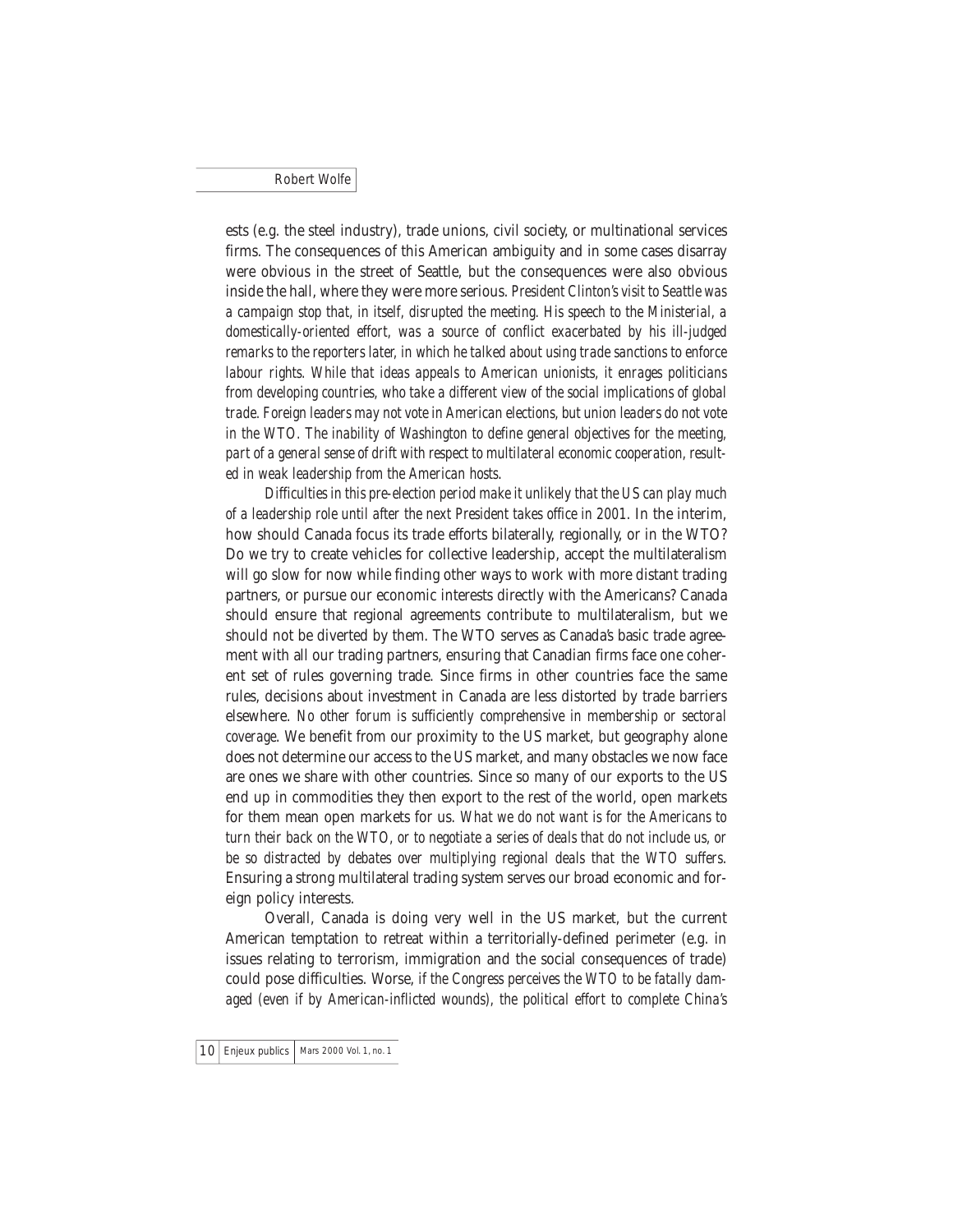ests (e.g. the steel industry), trade unions, civil society, or multinational services firms. The consequences of this American ambiguity and in some cases disarray were obvious in the street of Seattle, but the consequences were also obvious inside the hall, where they were more serious. *President Clinton's visit to Seattle was a campaign stop that, in itself, disrupted the meeting. His speech to the Ministerial, a domestically-oriented effort, was a source of conflict exacerbated by his ill-judged remarks to the reporters later, in which he talked about using trade sanctions to enforce labour rights. While that ideas appeals to American unionists, it enrages politicians from developing countries, who take a different view of the social implications of global trade. Foreign leaders may not vote in American elections, but union leaders do not vote in the WTO. The inability of Washington to define general objectives for the meeting, part of a general sense of drift with respect to multilateral economic cooperation, resulted in weak leadership from the American hosts.*

*Difficulties in this pre-election period make it unlikely that the US can play much of a leadership role until after the next President takes office in 2001.* In the interim, how should Canada focus its trade efforts bilaterally, regionally, or in the WTO? Do we try to create vehicles for collective leadership, accept the multilateralism will go slow for now while finding other ways to work with more distant trading partners, or pursue our economic interests directly with the Americans? Canada should ensure that regional agreements contribute to multilateralism, but we should not be diverted by them. The WTO serves as Canada's basic trade agreement with all our trading partners, ensuring that Canadian firms face one coherent set of rules governing trade. Since firms in other countries face the same rules, decisions about investment in Canada are less distorted by trade barriers elsewhere. *No other forum is sufficiently comprehensive in membership or sectoral coverage.* We benefit from our proximity to the US market, but geography alone does not determine our access to the US market, and many obstacles we now face are ones we share with other countries. Since so many of our exports to the US end up in commodities they then export to the rest of the world, open markets for them mean open markets for us. *What we do not want is for the Americans to turn their back on the WTO, or to negotiate a series of deals that do not include us, or be so distracted by debates over multiplying regional deals that the WTO suffers.* Ensuring a strong multilateral trading system serves our broad economic and foreign policy interests.

Overall, Canada is doing very well in the US market, but the current American temptation to retreat within a territorially-defined perimeter (e.g. in issues relating to terrorism, immigration and the social consequences of trade) could pose difficulties. Worse, *if the Congress perceives the WTO to be fatally damaged (even if by American-inflicted wounds), the political effort to complete China's*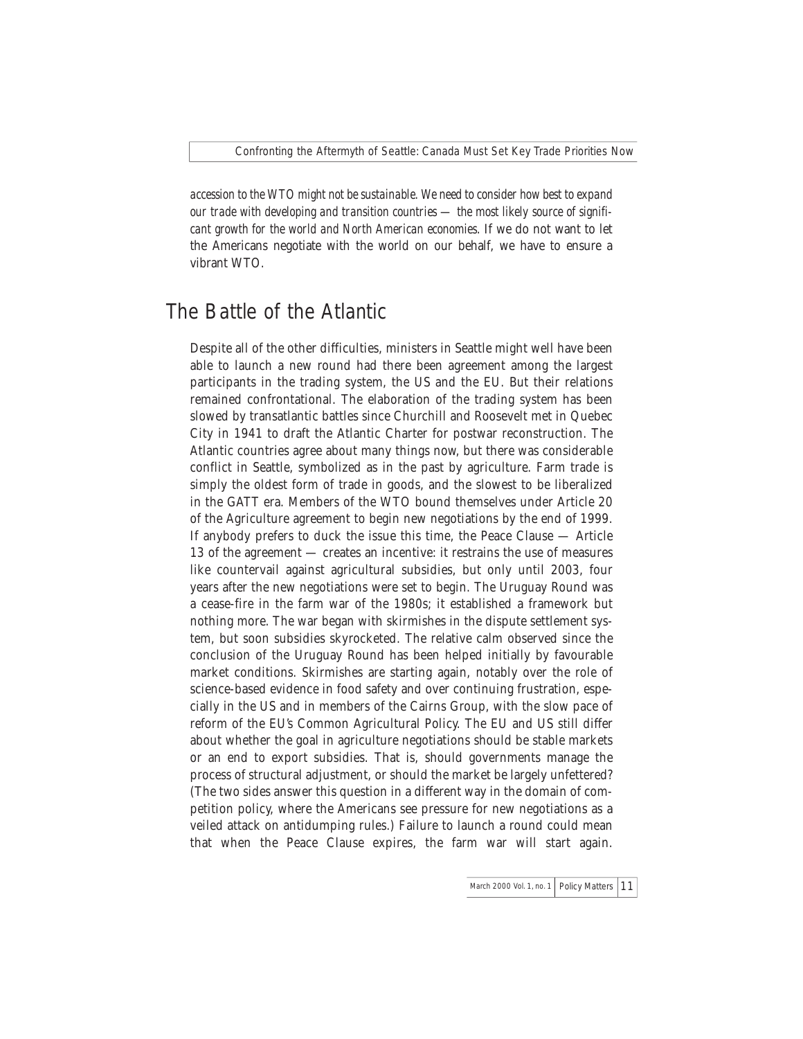*accession to the WTO might not be sustainable. We need to consider how best to expand our trade with developing and transition countries — the most likely source of significant growth for the world and North American economies.* If we do not want to let the Americans negotiate with the world on our behalf, we have to ensure a vibrant WTO.

## The Battle of the Atlantic

Despite all of the other difficulties, ministers in Seattle might well have been able to launch a new round had there been agreement among the largest participants in the trading system, the US and the EU. But their relations remained confrontational. The elaboration of the trading system has been slowed by transatlantic battles since Churchill and Roosevelt met in Quebec City in 1941 to draft the Atlantic Charter for postwar reconstruction. The Atlantic countries agree about many things now, but there was considerable conflict in Seattle, symbolized as in the past by agriculture. Farm trade is simply the oldest form of trade in goods, and the slowest to be liberalized in the GATT era. Members of the WTO bound themselves under Article 20 of the Agriculture agreement to begin new negotiations by the end of 1999. If anybody prefers to duck the issue this time, the Peace Clause — Article 13 of the agreement — creates an incentive: it restrains the use of measures like countervail against agricultural subsidies, but only until 2003, four years after the new negotiations were set to begin. The Uruguay Round was a cease-fire in the farm war of the 1980s; it established a framework but nothing more. The war began with skirmishes in the dispute settlement system, but soon subsidies skyrocketed. The relative calm observed since the conclusion of the Uruguay Round has been helped initially by favourable market conditions. Skirmishes are starting again, notably over the role of science-based evidence in food safety and over continuing frustration, especially in the US and in members of the Cairns Group, with the slow pace of reform of the EU's Common Agricultural Policy. The EU and US still differ about whether the goal in agriculture negotiations should be stable markets or an end to export subsidies. That is, should governments manage the process of structural adjustment, or should the market be largely unfettered? (The two sides answer this question in a different way in the domain of competition policy, where the Americans see pressure for new negotiations as a veiled attack on antidumping rules.) Failure to launch a round could mean that when the Peace Clause expires, the farm war will start again.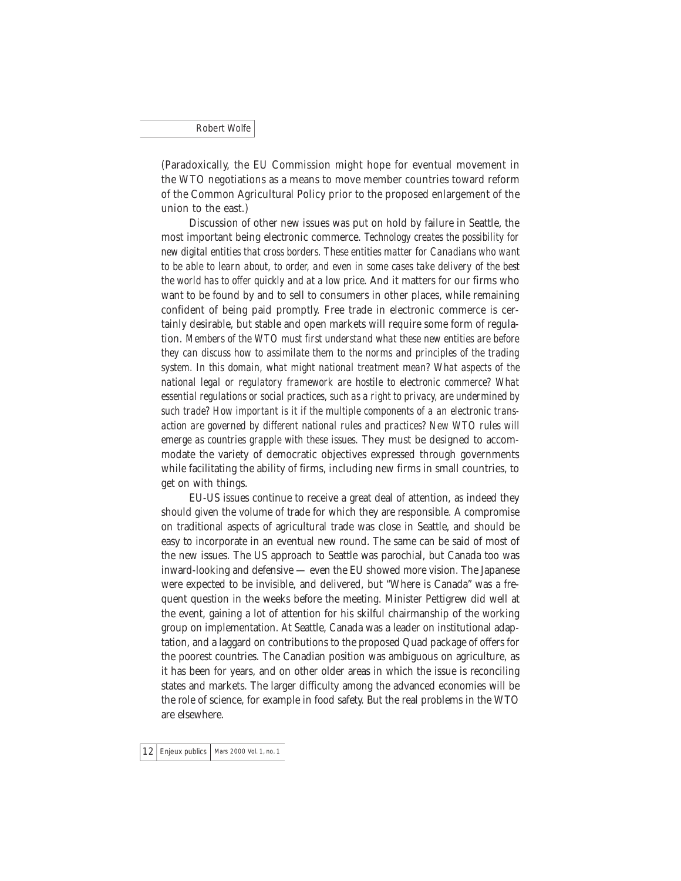(Paradoxically, the EU Commission might hope for eventual movement in the WTO negotiations as a means to move member countries toward reform of the Common Agricultural Policy prior to the proposed enlargement of the union to the east.)

Discussion of other new issues was put on hold by failure in Seattle, the most important being electronic commerce. *Technology creates the possibility for new digital entities that cross borders. These entities matter for Canadians who want to be able to learn about, to order, and even in some cases take delivery of the best the world has to offer quickly and at a low price.* And it matters for our firms who want to be found by and to sell to consumers in other places, while remaining confident of being paid promptly. Free trade in electronic commerce is certainly desirable, but stable and open markets will require some form of regulation. *Members of the WTO must first understand what these new entities are before they can discuss how to assimilate them to the norms and principles of the trading system. In this domain, what might national treatment mean? What aspects of the national legal or regulatory framework are hostile to electronic commerce? What essential regulations or social practices, such as a right to privacy, are undermined by such trade? How important is it if the multiple components of a an electronic transaction are governed by different national rules and practices? New WTO rules will emerge as countries grapple with these issues.* They must be designed to accommodate the variety of democratic objectives expressed through governments while facilitating the ability of firms, including new firms in small countries, to get on with things.

EU-US issues continue to receive a great deal of attention, as indeed they should given the volume of trade for which they are responsible. A compromise on traditional aspects of agricultural trade was close in Seattle, and should be easy to incorporate in an eventual new round. The same can be said of most of the new issues. The US approach to Seattle was parochial, but Canada too was inward-looking and defensive — even the EU showed more vision. The Japanese were expected to be invisible, and delivered, but "Where is Canada" was a frequent question in the weeks before the meeting. Minister Pettigrew did well at the event, gaining a lot of attention for his skilful chairmanship of the working group on implementation. At Seattle, Canada was a leader on institutional adaptation, and a laggard on contributions to the proposed Quad package of offers for the poorest countries. The Canadian position was ambiguous on agriculture, as it has been for years, and on other older areas in which the issue is reconciling states and markets. The larger difficulty among the advanced economies will be the role of science, for example in food safety. But the real problems in the WTO are elsewhere.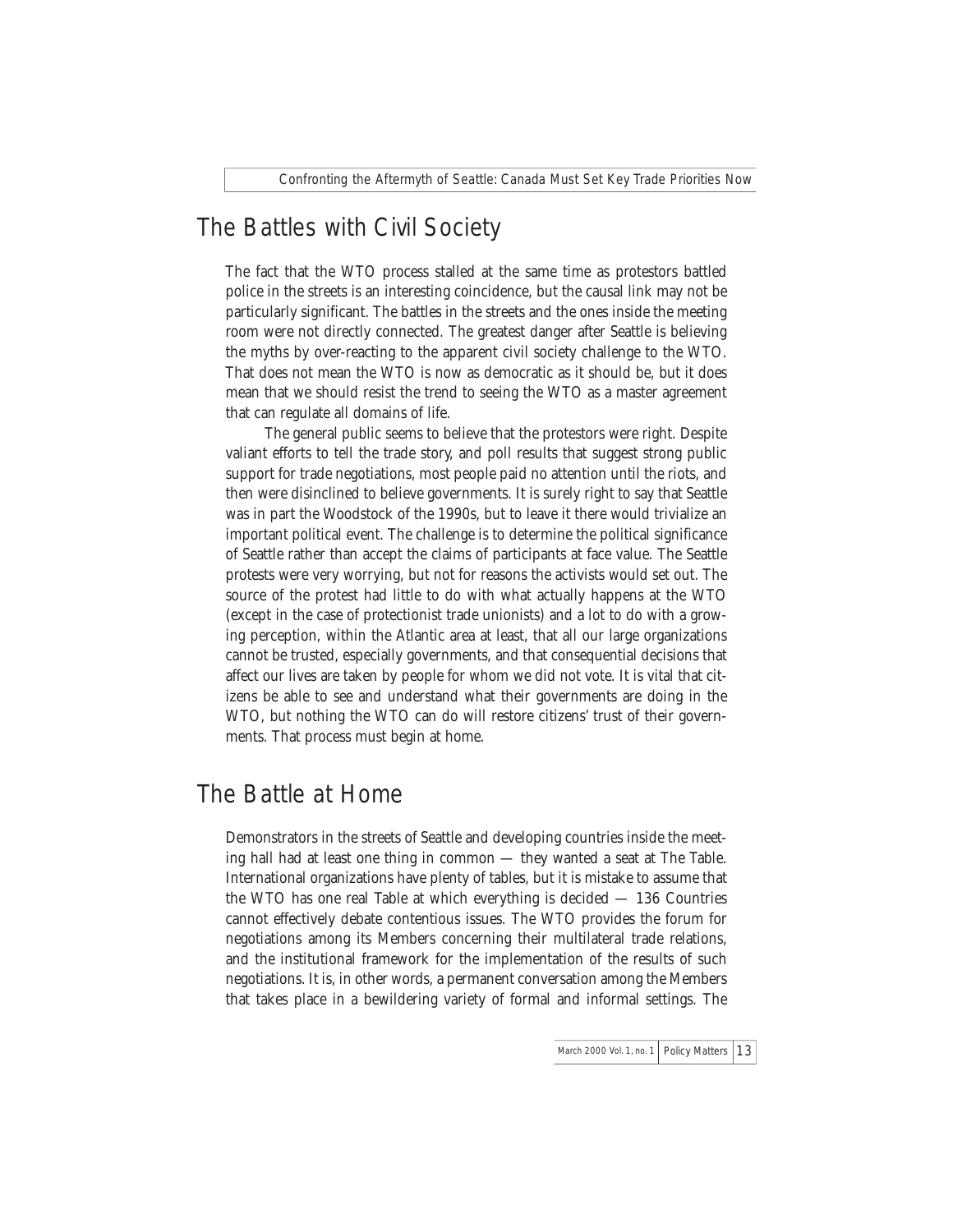## The Battles with Civil Society

The fact that the WTO process stalled at the same time as protestors battled police in the streets is an interesting coincidence, but the causal link may not be particularly significant. The battles in the streets and the ones inside the meeting room were not directly connected. The greatest danger after Seattle is believing the myths by over-reacting to the apparent civil society challenge to the WTO. That does not mean the WTO is now as democratic as it should be, but it does mean that we should resist the trend to seeing the WTO as a master agreement that can regulate all domains of life.

The general public seems to believe that the protestors were right. Despite valiant efforts to tell the trade story, and poll results that suggest strong public support for trade negotiations, most people paid no attention until the riots, and then were disinclined to believe governments. It is surely right to say that Seattle was in part the Woodstock of the 1990s, but to leave it there would trivialize an important political event. The challenge is to determine the political significance of Seattle rather than accept the claims of participants at face value. The Seattle protests were very worrying, but not for reasons the activists would set out. The source of the protest had little to do with what actually happens at the WTO (except in the case of protectionist trade unionists) and a lot to do with a growing perception, within the Atlantic area at least, that all our large organizations cannot be trusted, especially governments, and that consequential decisions that affect our lives are taken by people for whom we did not vote. It is vital that citizens be able to see and understand what their governments are doing in the WTO, but nothing the WTO can do will restore citizens' trust of their governments. That process must begin at home.

## The Battle at Home

Demonstrators in the streets of Seattle and developing countries inside the meeting hall had at least one thing in common — they wanted a seat at The Table. International organizations have plenty of tables, but it is mistake to assume that the WTO has one real Table at which everything is decided — 136 Countries cannot effectively debate contentious issues. The WTO provides the forum for negotiations among its Members concerning their multilateral trade relations, and the institutional framework for the implementation of the results of such negotiations. It is, in other words, a permanent conversation among the Members that takes place in a bewildering variety of formal and informal settings. The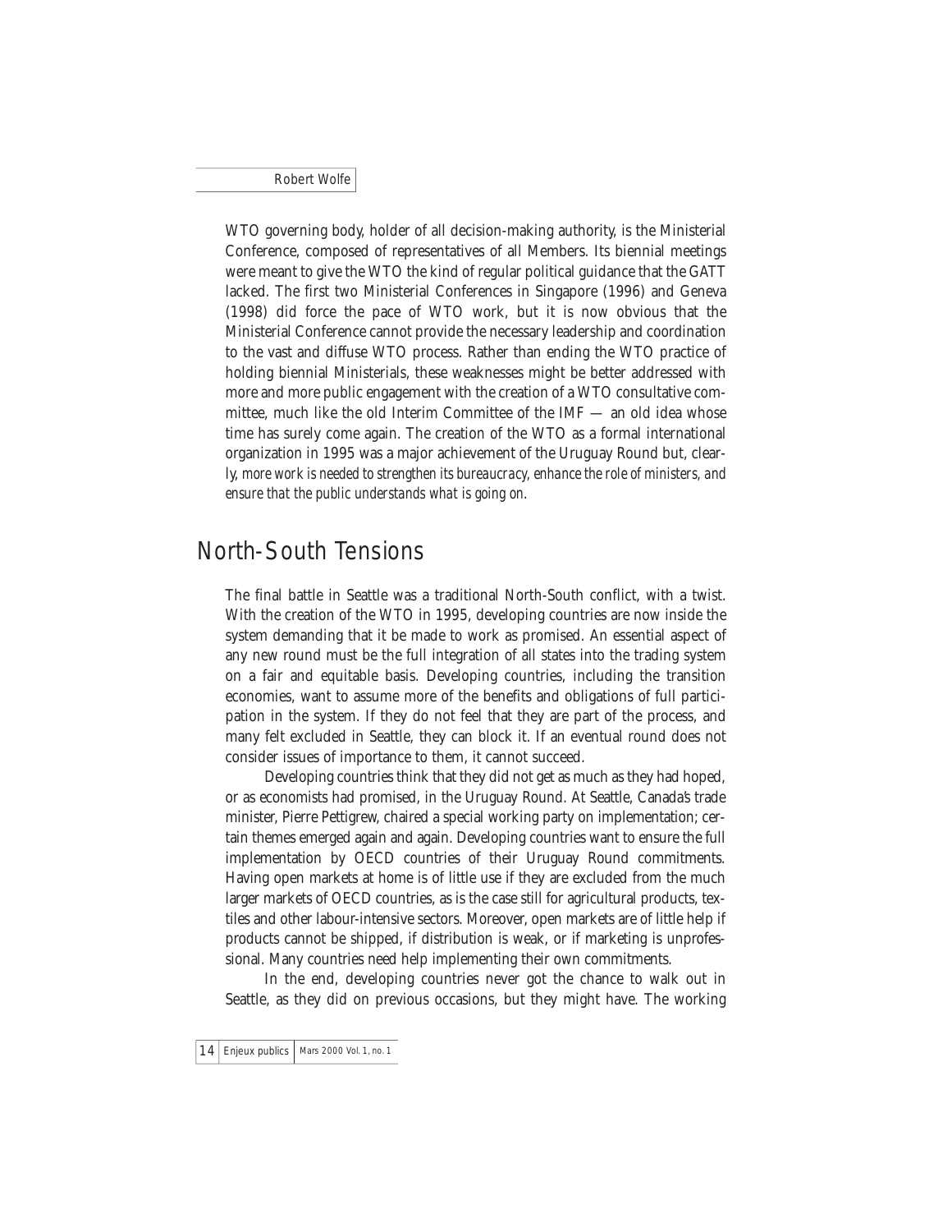WTO governing body, holder of all decision-making authority, is the Ministerial Conference, composed of representatives of all Members. Its biennial meetings were meant to give the WTO the kind of regular political guidance that the GATT lacked. The first two Ministerial Conferences in Singapore (1996) and Geneva (1998) did force the pace of WTO work, but it is now obvious that the Ministerial Conference cannot provide the necessary leadership and coordination to the vast and diffuse WTO process. Rather than ending the WTO practice of holding biennial Ministerials, these weaknesses might be better addressed with more and more public engagement with the creation of a WTO consultative committee, much like the old Interim Committee of the IMF — an old idea whose time has surely come again. The creation of the WTO as a formal international organization in 1995 was a major achievement of the Uruguay Round but, clearly, *more work is needed to strengthen its bureaucracy, enhance the role of ministers, and ensure that the public understands what is going on.*

## North-South Tensions

The final battle in Seattle was a traditional North-South conflict, with a twist. With the creation of the WTO in 1995, developing countries are now inside the system demanding that it be made to work as promised. An essential aspect of any new round must be the full integration of all states into the trading system on a fair and equitable basis. Developing countries, including the transition economies, want to assume more of the benefits and obligations of full participation in the system. If they do not feel that they are part of the process, and many felt excluded in Seattle, they can block it. If an eventual round does not consider issues of importance to them, it cannot succeed.

Developing countries think that they did not get as much as they had hoped, or as economists had promised, in the Uruguay Round. At Seattle, Canada's trade minister, Pierre Pettigrew, chaired a special working party on implementation; certain themes emerged again and again. Developing countries want to ensure the full implementation by OECD countries of their Uruguay Round commitments. Having open markets at home is of little use if they are excluded from the much larger markets of OECD countries, as is the case still for agricultural products, textiles and other labour-intensive sectors. Moreover, open markets are of little help if products cannot be shipped, if distribution is weak, or if marketing is unprofessional. Many countries need help implementing their own commitments.

In the end, developing countries never got the chance to walk out in Seattle, as they did on previous occasions, but they might have. The working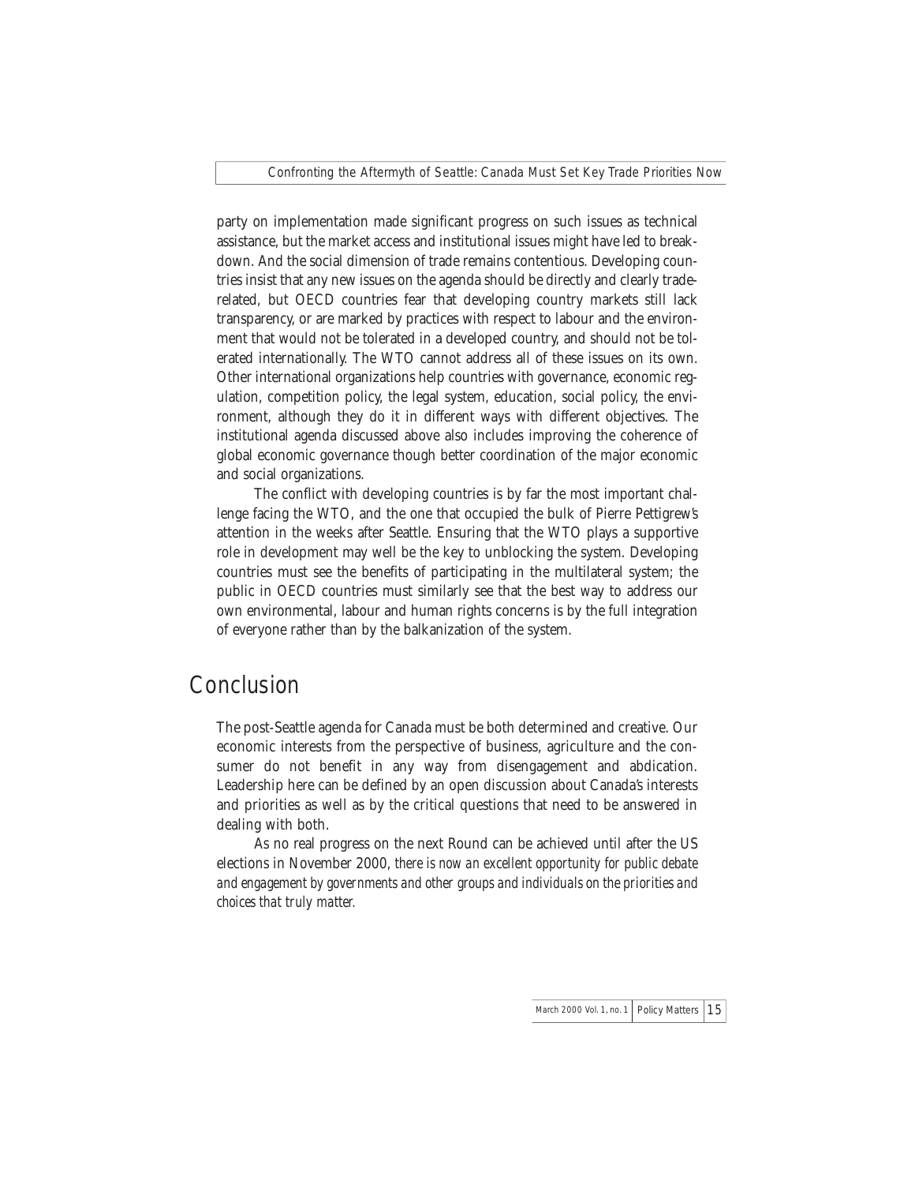party on implementation made significant progress on such issues as technical assistance, but the market access and institutional issues might have led to breakdown. And the social dimension of trade remains contentious. Developing countries insist that any new issues on the agenda should be directly and clearly trade-related, but OECD countries fear that developing country markets still lack transparency, or are marked by practices with respect to labour and the environment that would not be tolerated in a developed country, and should not be tolerated internationally. The WTO cannot address all of these issues on its own. Other international organizations help countries with governance, economic regulation, competition policy, the legal system, education, social policy, the environment, although they do it in different ways with different objectives. The institutional agenda discussed above also includes improving the coherence of global economic governance though better coordination of the major economic and social organizations.

The conflict with developing countries is by far the most important challenge facing the WTO, and the one that occupied the bulk of Pierre Pettigrew's attention in the weeks after Seattle. Ensuring that the WTO plays a supportive role in development may well be the key to unblocking the system. Developing countries must see the benefits of participating in the multilateral system; the public in OECD countries must similarly see that the best way to address our own environmental, labour and human rights concerns is by the full integration of everyone rather than by the balkanization of the system.

## Conclusion

The post-Seattle agenda for Canada must be both determined and creative. Our economic interests from the perspective of business, agriculture and the consumer do not benefit in any way from disengagement and abdication. Leadership here can be defined by an open discussion about Canada's interests and priorities as well as by the critical questions that need to be answered in dealing with both.

As no real progress on the next Round can be achieved until after the US elections in November 2000, *there is now an excellent opportunity for public debate and engagement by governments and other groups and individuals on the priorities and choices that truly matter.*